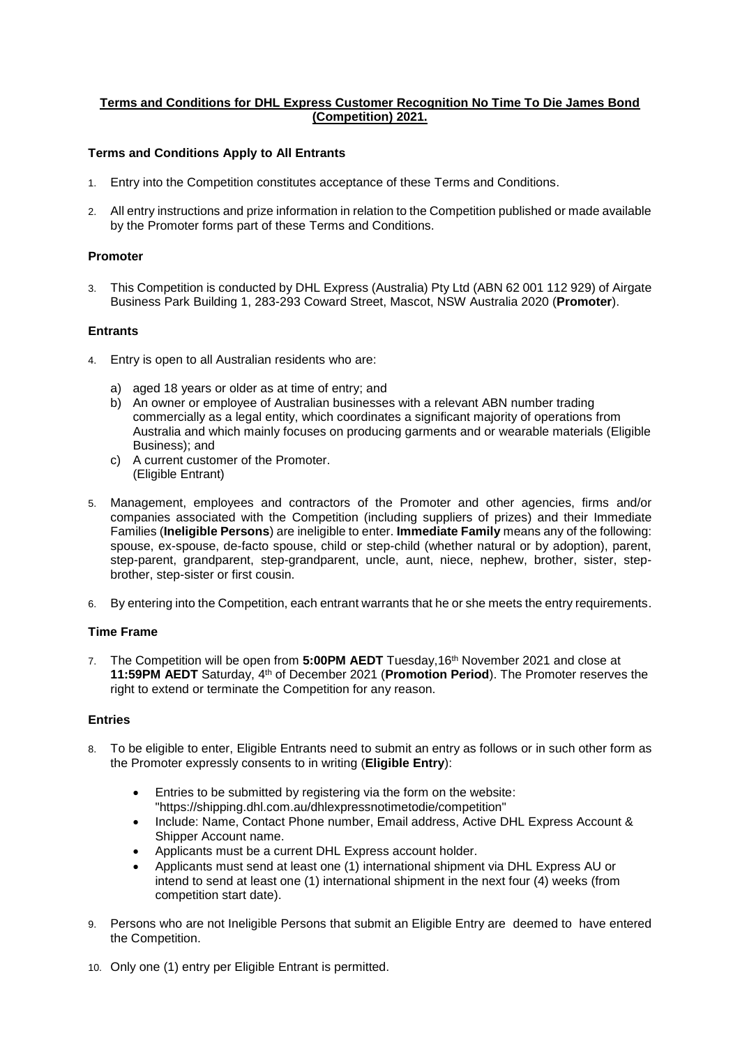**Terms and Conditions for DHL Express Customer Recognition No Time To Die James Bond (Competition) 2021.**

### Terms and Conditions Apply to All Entrants

1. Entry into the Competition constitutes acceptance of these Terms and Conditions.
2. All entry instructions and prize information in relation to the Competition published or made available by the Promoter forms part of these Terms and Conditions.

### Promoter

3. This Competition is conducted by DHL Express (Australia) Pty Ltd (ABN 62 001 112 929) of Airgate Business Park Building 1, 283-293 Coward Street, Mascot, NSW Australia 2020 (**Promoter**).

### Entrants

4. Entry is open to all Australian residents who are:
   a) aged 18 years or older as at time of entry; and
   b) An owner or employee of Australian businesses with a relevant ABN number trading commercially as a legal entity, which coordinates a significant majority of operations from Australia and which mainly focuses on producing garments and or wearable materials (Eligible Business); and
   c) A current customer of the Promoter.
   (Eligible Entrant)
5. Management, employees and contractors of the Promoter and other agencies, firms and/or companies associated with the Competition (including suppliers of prizes) and their Immediate Families (**Ineligible Persons**) are ineligible to enter. **Immediate Family** means any of the following: spouse, ex-spouse, de-facto spouse, child or step-child (whether natural or by adoption), parent, step-parent, grandparent, step-grandparent, uncle, aunt, niece, nephew, brother, sister, step-brother, step-sister or first cousin.
6. By entering into the Competition, each entrant warrants that he or she meets the entry requirements.

### Time Frame

7. The Competition will be open from **5:00PM AEDT** Tuesday,16th November 2021 and close at **11:59PM AEDT** Saturday, 4th of December 2021 (**Promotion Period**). The Promoter reserves the right to extend or terminate the Competition for any reason.

### Entries

8. To be eligible to enter, Eligible Entrants need to submit an entry as follows or in such other form as the Promoter expressly consents to in writing (**Eligible Entry**):
   - Entries to be submitted by registering via the form on the website: "https://shipping.dhl.com.au/dhlexpressnotimetodie/competition"
   - Include: Name, Contact Phone number, Email address, Active DHL Express Account & Shipper Account name.
   - Applicants must be a current DHL Express account holder.
   - Applicants must send at least one (1) international shipment via DHL Express AU or intend to send at least one (1) international shipment in the next four (4) weeks (from competition start date).
9. Persons who are not Ineligible Persons that submit an Eligible Entry are deemed to have entered the Competition.
10. Only one (1) entry per Eligible Entrant is permitted.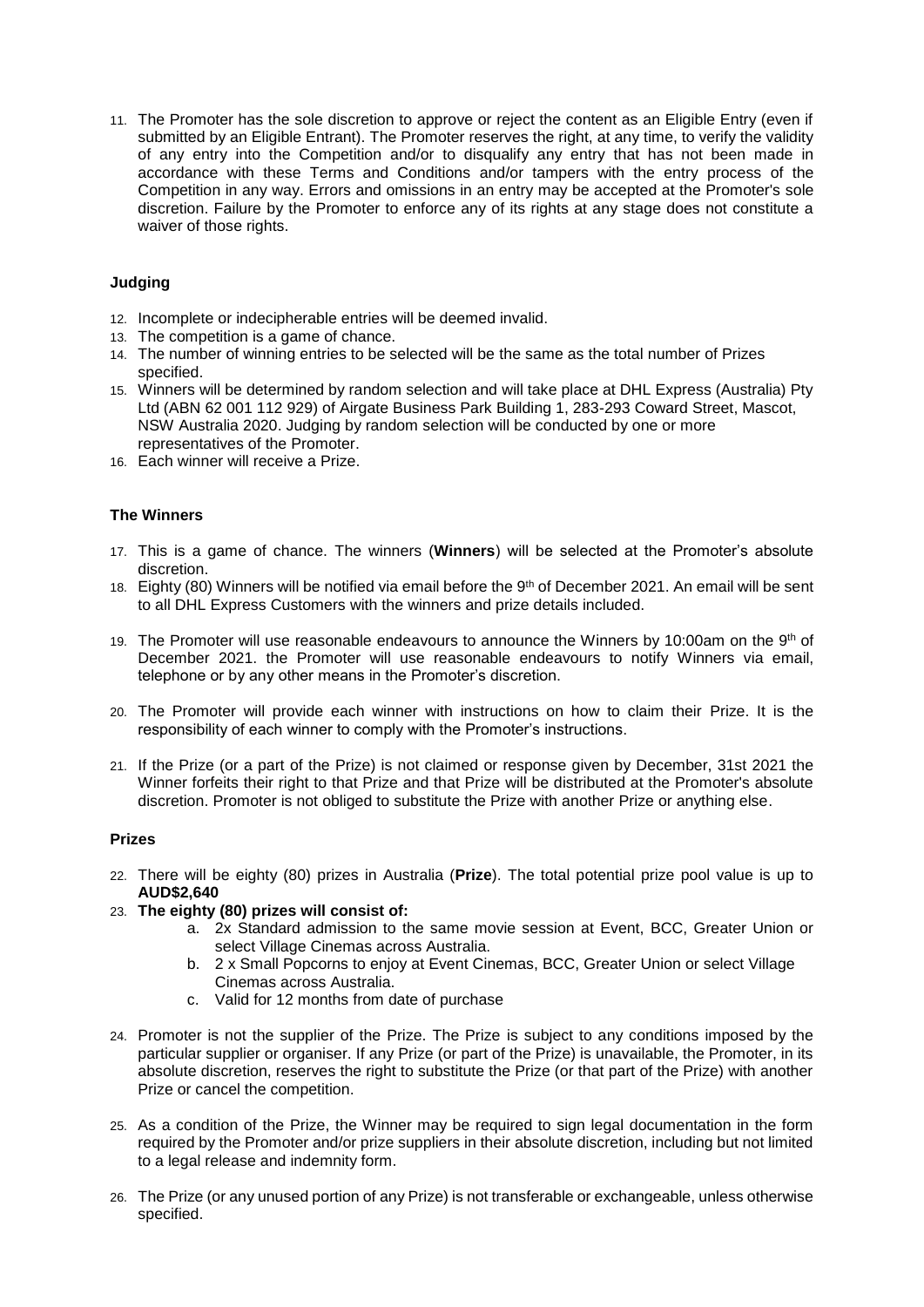11. The Promoter has the sole discretion to approve or reject the content as an Eligible Entry (even if submitted by an Eligible Entrant). The Promoter reserves the right, at any time, to verify the validity of any entry into the Competition and/or to disqualify any entry that has not been made in accordance with these Terms and Conditions and/or tampers with the entry process of the Competition in any way. Errors and omissions in an entry may be accepted at the Promoter's sole discretion. Failure by the Promoter to enforce any of its rights at any stage does not constitute a waiver of those rights.

### Judging

12. Incomplete or indecipherable entries will be deemed invalid.
13. The competition is a game of chance.
14. The number of winning entries to be selected will be the same as the total number of Prizes specified.
15. Winners will be determined by random selection and will take place at DHL Express (Australia) Pty Ltd (ABN 62 001 112 929) of Airgate Business Park Building 1, 283-293 Coward Street, Mascot, NSW Australia 2020. Judging by random selection will be conducted by one or more representatives of the Promoter.
16. Each winner will receive a Prize.

### The Winners

17. This is a game of chance. The winners (**Winners**) will be selected at the Promoter's absolute discretion.
18. Eighty (80) Winners will be notified via email before the 9th of December 2021. An email will be sent to all DHL Express Customers with the winners and prize details included.
19. The Promoter will use reasonable endeavours to announce the Winners by 10:00am on the 9th of December 2021. the Promoter will use reasonable endeavours to notify Winners via email, telephone or by any other means in the Promoter's discretion.
20. The Promoter will provide each winner with instructions on how to claim their Prize. It is the responsibility of each winner to comply with the Promoter's instructions.
21. If the Prize (or a part of the Prize) is not claimed or response given by December, 31st 2021 the Winner forfeits their right to that Prize and that Prize will be distributed at the Promoter's absolute discretion. Promoter is not obliged to substitute the Prize with another Prize or anything else.

### Prizes

22. There will be eighty (80) prizes in Australia (**Prize**). The total potential prize pool value is up to **AUD$2,640**
23. **The eighty (80) prizes will consist of:**
    a. 2x Standard admission to the same movie session at Event, BCC, Greater Union or select Village Cinemas across Australia.
    b. 2 x Small Popcorns to enjoy at Event Cinemas, BCC, Greater Union or select Village Cinemas across Australia.
    c. Valid for 12 months from date of purchase
24. Promoter is not the supplier of the Prize. The Prize is subject to any conditions imposed by the particular supplier or organiser. If any Prize (or part of the Prize) is unavailable, the Promoter, in its absolute discretion, reserves the right to substitute the Prize (or that part of the Prize) with another Prize or cancel the competition.
25. As a condition of the Prize, the Winner may be required to sign legal documentation in the form required by the Promoter and/or prize suppliers in their absolute discretion, including but not limited to a legal release and indemnity form.
26. The Prize (or any unused portion of any Prize) is not transferable or exchangeable, unless otherwise specified.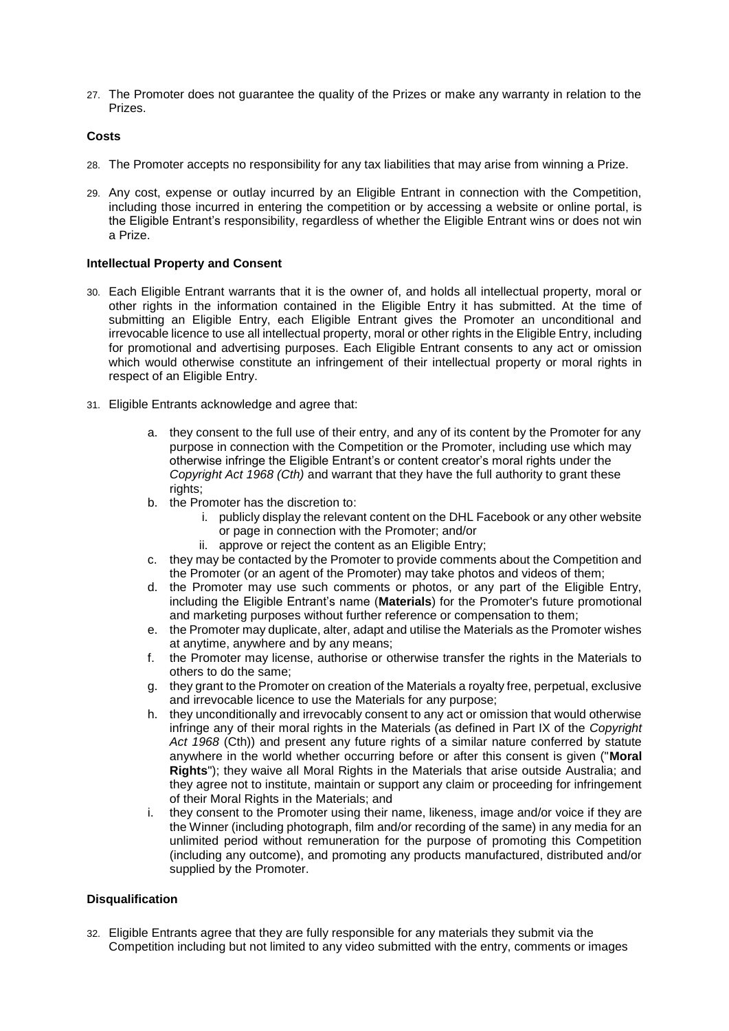27. The Promoter does not guarantee the quality of the Prizes or make any warranty in relation to the Prizes.

**Costs**

28. The Promoter accepts no responsibility for any tax liabilities that may arise from winning a Prize.

29. Any cost, expense or outlay incurred by an Eligible Entrant in connection with the Competition, including those incurred in entering the competition or by accessing a website or online portal, is the Eligible Entrant's responsibility, regardless of whether the Eligible Entrant wins or does not win a Prize.

**Intellectual Property and Consent**

30. Each Eligible Entrant warrants that it is the owner of, and holds all intellectual property, moral or other rights in the information contained in the Eligible Entry it has submitted. At the time of submitting an Eligible Entry, each Eligible Entrant gives the Promoter an unconditional and irrevocable licence to use all intellectual property, moral or other rights in the Eligible Entry, including for promotional and advertising purposes. Each Eligible Entrant consents to any act or omission which would otherwise constitute an infringement of their intellectual property or moral rights in respect of an Eligible Entry.

31. Eligible Entrants acknowledge and agree that:

    a. they consent to the full use of their entry, and any of its content by the Promoter for any purpose in connection with the Competition or the Promoter, including use which may otherwise infringe the Eligible Entrant's or content creator's moral rights under the *Copyright Act 1968 (Cth)* and warrant that they have the full authority to grant these rights;
    b. the Promoter has the discretion to:
        i. publicly display the relevant content on the DHL Facebook or any other website or page in connection with the Promoter; and/or
        ii. approve or reject the content as an Eligible Entry;
    c. they may be contacted by the Promoter to provide comments about the Competition and the Promoter (or an agent of the Promoter) may take photos and videos of them;
    d. the Promoter may use such comments or photos, or any part of the Eligible Entry, including the Eligible Entrant's name (**Materials**) for the Promoter's future promotional and marketing purposes without further reference or compensation to them;
    e. the Promoter may duplicate, alter, adapt and utilise the Materials as the Promoter wishes at anytime, anywhere and by any means;
    f. the Promoter may license, authorise or otherwise transfer the rights in the Materials to others to do the same;
    g. they grant to the Promoter on creation of the Materials a royalty free, perpetual, exclusive and irrevocable licence to use the Materials for any purpose;
    h. they unconditionally and irrevocably consent to any act or omission that would otherwise infringe any of their moral rights in the Materials (as defined in Part IX of the *Copyright Act 1968* (Cth)) and present any future rights of a similar nature conferred by statute anywhere in the world whether occurring before or after this consent is given ("**Moral Rights**"); they waive all Moral Rights in the Materials that arise outside Australia; and they agree not to institute, maintain or support any claim or proceeding for infringement of their Moral Rights in the Materials; and
    i. they consent to the Promoter using their name, likeness, image and/or voice if they are the Winner (including photograph, film and/or recording of the same) in any media for an unlimited period without remuneration for the purpose of promoting this Competition (including any outcome), and promoting any products manufactured, distributed and/or supplied by the Promoter.

**Disqualification**

32. Eligible Entrants agree that they are fully responsible for any materials they submit via the Competition including but not limited to any video submitted with the entry, comments or images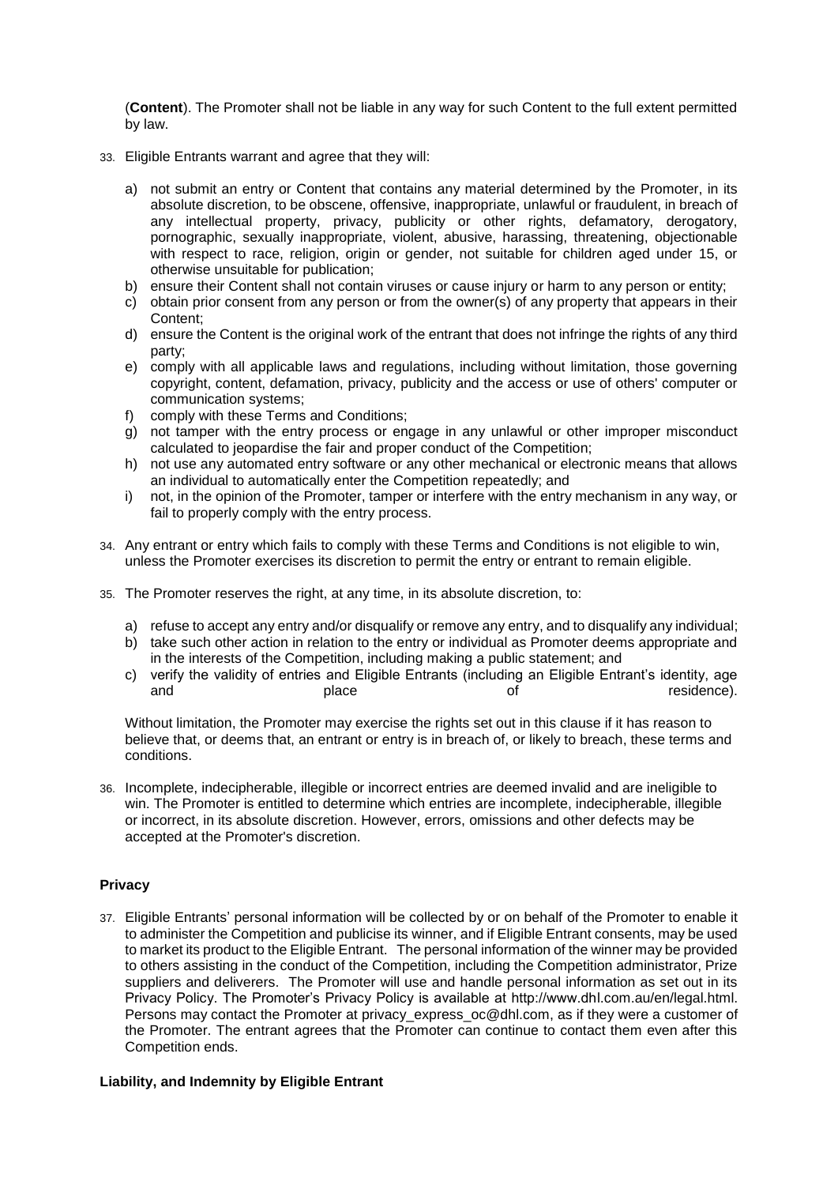(**Content**). The Promoter shall not be liable in any way for such Content to the full extent permitted by law.

33. Eligible Entrants warrant and agree that they will:

    a) not submit an entry or Content that contains any material determined by the Promoter, in its absolute discretion, to be obscene, offensive, inappropriate, unlawful or fraudulent, in breach of any intellectual property, privacy, publicity or other rights, defamatory, derogatory, pornographic, sexually inappropriate, violent, abusive, harassing, threatening, objectionable with respect to race, religion, origin or gender, not suitable for children aged under 15, or otherwise unsuitable for publication;
    b) ensure their Content shall not contain viruses or cause injury or harm to any person or entity;
    c) obtain prior consent from any person or from the owner(s) of any property that appears in their Content;
    d) ensure the Content is the original work of the entrant that does not infringe the rights of any third party;
    e) comply with all applicable laws and regulations, including without limitation, those governing copyright, content, defamation, privacy, publicity and the access or use of others' computer or communication systems;
    f) comply with these Terms and Conditions;
    g) not tamper with the entry process or engage in any unlawful or other improper misconduct calculated to jeopardise the fair and proper conduct of the Competition;
    h) not use any automated entry software or any other mechanical or electronic means that allows an individual to automatically enter the Competition repeatedly; and
    i) not, in the opinion of the Promoter, tamper or interfere with the entry mechanism in any way, or fail to properly comply with the entry process.

34. Any entrant or entry which fails to comply with these Terms and Conditions is not eligible to win, unless the Promoter exercises its discretion to permit the entry or entrant to remain eligible.

35. The Promoter reserves the right, at any time, in its absolute discretion, to:

    a) refuse to accept any entry and/or disqualify or remove any entry, and to disqualify any individual;
    b) take such other action in relation to the entry or individual as Promoter deems appropriate and in the interests of the Competition, including making a public statement; and
    c) verify the validity of entries and Eligible Entrants (including an Eligible Entrant's identity, age and place of residence).

    Without limitation, the Promoter may exercise the rights set out in this clause if it has reason to believe that, or deems that, an entrant or entry is in breach of, or likely to breach, these terms and conditions.

36. Incomplete, indecipherable, illegible or incorrect entries are deemed invalid and are ineligible to win. The Promoter is entitled to determine which entries are incomplete, indecipherable, illegible or incorrect, in its absolute discretion. However, errors, omissions and other defects may be accepted at the Promoter's discretion.

**Privacy**

37. Eligible Entrants' personal information will be collected by or on behalf of the Promoter to enable it to administer the Competition and publicise its winner, and if Eligible Entrant consents, may be used to market its product to the Eligible Entrant. The personal information of the winner may be provided to others assisting in the conduct of the Competition, including the Competition administrator, Prize suppliers and deliverers. The Promoter will use and handle personal information as set out in its Privacy Policy. The Promoter's Privacy Policy is available at http://www.dhl.com.au/en/legal.html. Persons may contact the Promoter at privacy_express_oc@dhl.com, as if they were a customer of the Promoter. The entrant agrees that the Promoter can continue to contact them even after this Competition ends.

**Liability, and Indemnity by Eligible Entrant**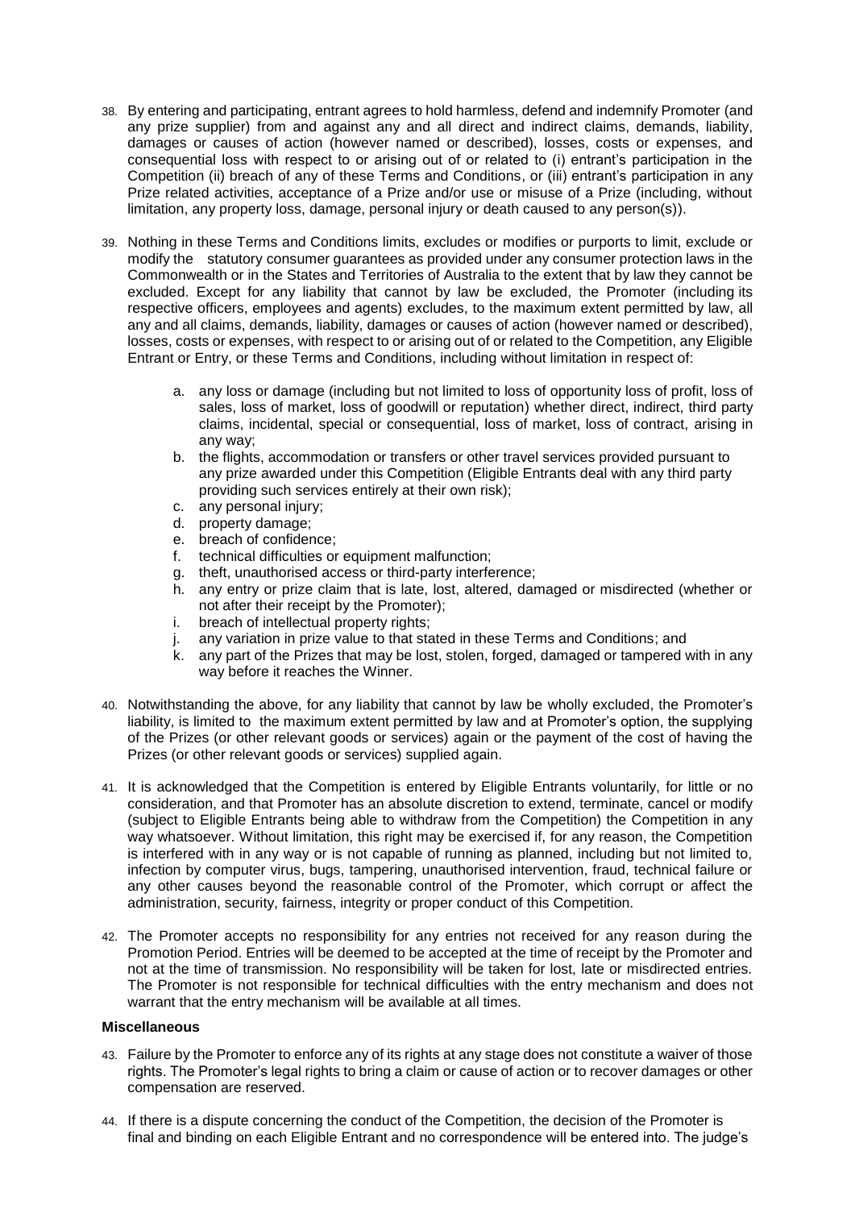38. By entering and participating, entrant agrees to hold harmless, defend and indemnify Promoter (and any prize supplier) from and against any and all direct and indirect claims, demands, liability, damages or causes of action (however named or described), losses, costs or expenses, and consequential loss with respect to or arising out of or related to (i) entrant's participation in the Competition (ii) breach of any of these Terms and Conditions, or (iii) entrant's participation in any Prize related activities, acceptance of a Prize and/or use or misuse of a Prize (including, without limitation, any property loss, damage, personal injury or death caused to any person(s)).

39. Nothing in these Terms and Conditions limits, excludes or modifies or purports to limit, exclude or modify the statutory consumer guarantees as provided under any consumer protection laws in the Commonwealth or in the States and Territories of Australia to the extent that by law they cannot be excluded. Except for any liability that cannot by law be excluded, the Promoter (including its respective officers, employees and agents) excludes, to the maximum extent permitted by law, all any and all claims, demands, liability, damages or causes of action (however named or described), losses, costs or expenses, with respect to or arising out of or related to the Competition, any Eligible Entrant or Entry, or these Terms and Conditions, including without limitation in respect of:

    a. any loss or damage (including but not limited to loss of opportunity loss of profit, loss of sales, loss of market, loss of goodwill or reputation) whether direct, indirect, third party claims, incidental, special or consequential, loss of market, loss of contract, arising in any way;
    b. the flights, accommodation or transfers or other travel services provided pursuant to any prize awarded under this Competition (Eligible Entrants deal with any third party providing such services entirely at their own risk);
    c. any personal injury;
    d. property damage;
    e. breach of confidence;
    f. technical difficulties or equipment malfunction;
    g. theft, unauthorised access or third-party interference;
    h. any entry or prize claim that is late, lost, altered, damaged or misdirected (whether or not after their receipt by the Promoter);
    i. breach of intellectual property rights;
    j. any variation in prize value to that stated in these Terms and Conditions; and
    k. any part of the Prizes that may be lost, stolen, forged, damaged or tampered with in any way before it reaches the Winner.

40. Notwithstanding the above, for any liability that cannot by law be wholly excluded, the Promoter's liability, is limited to the maximum extent permitted by law and at Promoter's option, the supplying of the Prizes (or other relevant goods or services) again or the payment of the cost of having the Prizes (or other relevant goods or services) supplied again.

41. It is acknowledged that the Competition is entered by Eligible Entrants voluntarily, for little or no consideration, and that Promoter has an absolute discretion to extend, terminate, cancel or modify (subject to Eligible Entrants being able to withdraw from the Competition) the Competition in any way whatsoever. Without limitation, this right may be exercised if, for any reason, the Competition is interfered with in any way or is not capable of running as planned, including but not limited to, infection by computer virus, bugs, tampering, unauthorised intervention, fraud, technical failure or any other causes beyond the reasonable control of the Promoter, which corrupt or affect the administration, security, fairness, integrity or proper conduct of this Competition.

42. The Promoter accepts no responsibility for any entries not received for any reason during the Promotion Period. Entries will be deemed to be accepted at the time of receipt by the Promoter and not at the time of transmission. No responsibility will be taken for lost, late or misdirected entries. The Promoter is not responsible for technical difficulties with the entry mechanism and does not warrant that the entry mechanism will be available at all times.

**Miscellaneous**

43. Failure by the Promoter to enforce any of its rights at any stage does not constitute a waiver of those rights. The Promoter's legal rights to bring a claim or cause of action or to recover damages or other compensation are reserved.

44. If there is a dispute concerning the conduct of the Competition, the decision of the Promoter is final and binding on each Eligible Entrant and no correspondence will be entered into. The judge's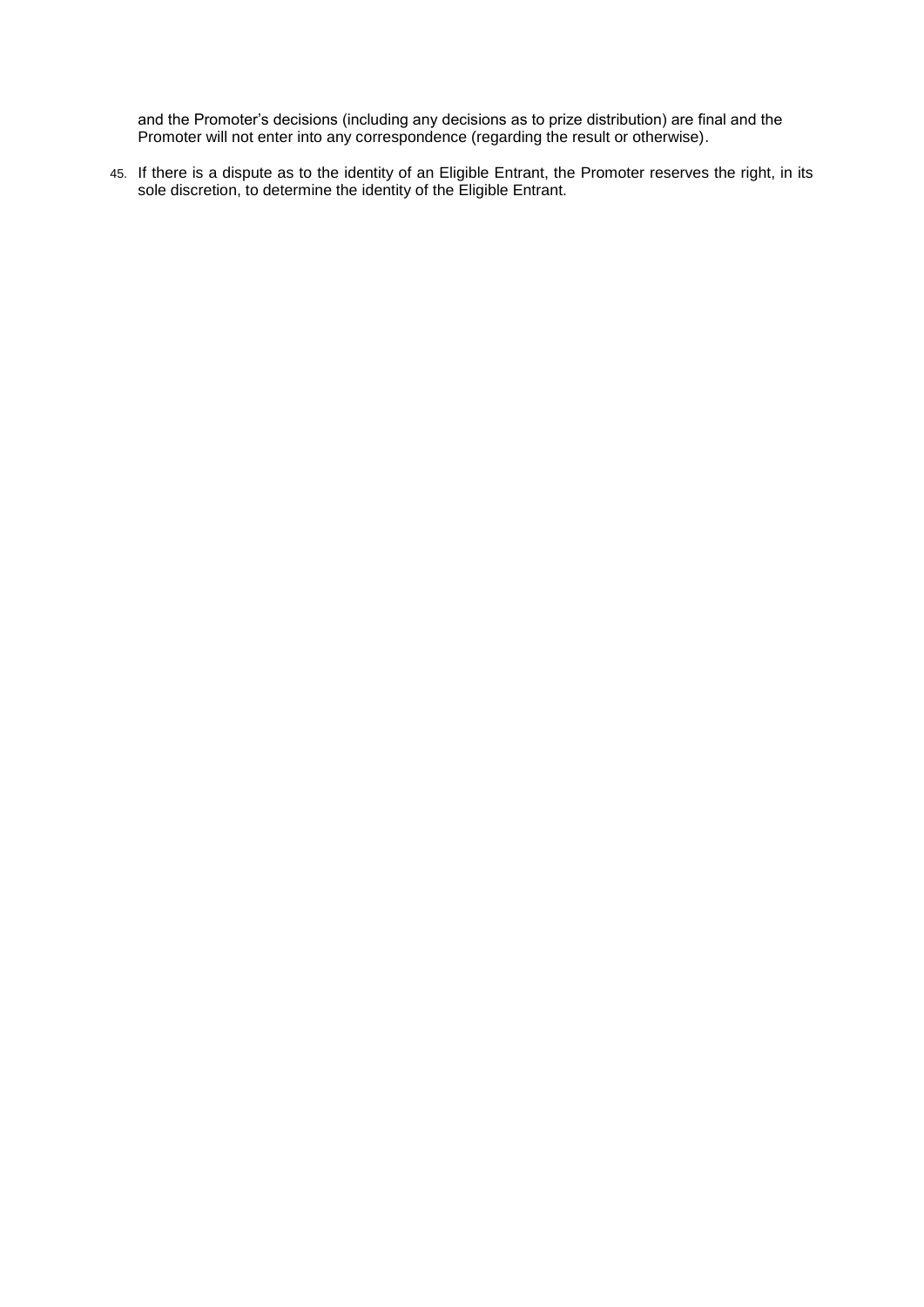and the Promoter's decisions (including any decisions as to prize distribution) are final and the Promoter will not enter into any correspondence (regarding the result or otherwise).

45. If there is a dispute as to the identity of an Eligible Entrant, the Promoter reserves the right, in its sole discretion, to determine the identity of the Eligible Entrant.